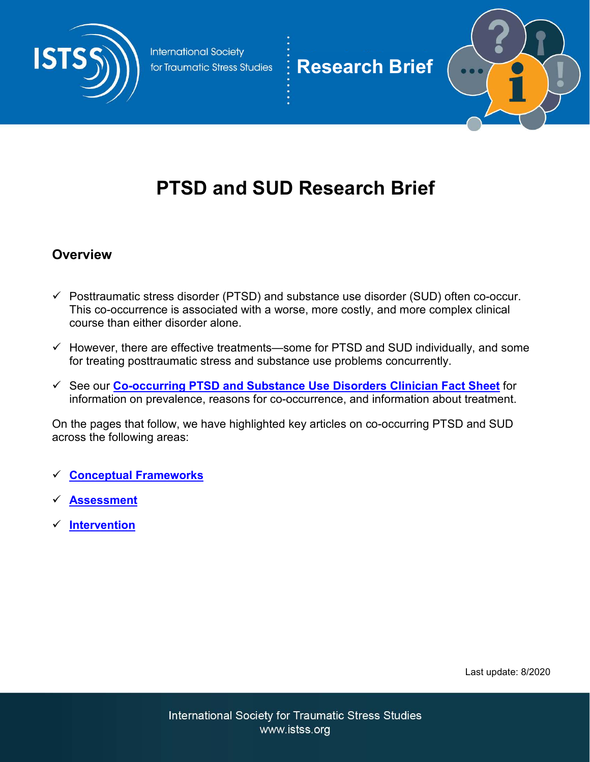International Society for Traumatic Stress Studies

Research Brief

# PTSD and SUD Research Brief

## Overview

- ✓ Posttraumatic stress disorder (PTSD) and substance use disorder (SUD) often co-occur. This co-occurrence is associated with a worse, more costly, and more complex clinical course than either disorder alone.
- ✓ However, there are effective treatments—some for PTSD and SUD individually, and some for treating posttraumatic stress and substance use problems concurrently.
- ✓ See our **Co-occurring PTSD and Substance Use Disorders Clinician Fact Sheet** for information on prevalence, reasons for co-occurrence, and information about treatment.

On the pages that follow, we have highlighted key articles on co-occurring PTSD and SUD across the following areas:

- ✓ **Conceptual Frameworks**
- ✓ **Assessment**
- ✓ **Intervention**

Last update: 8/2020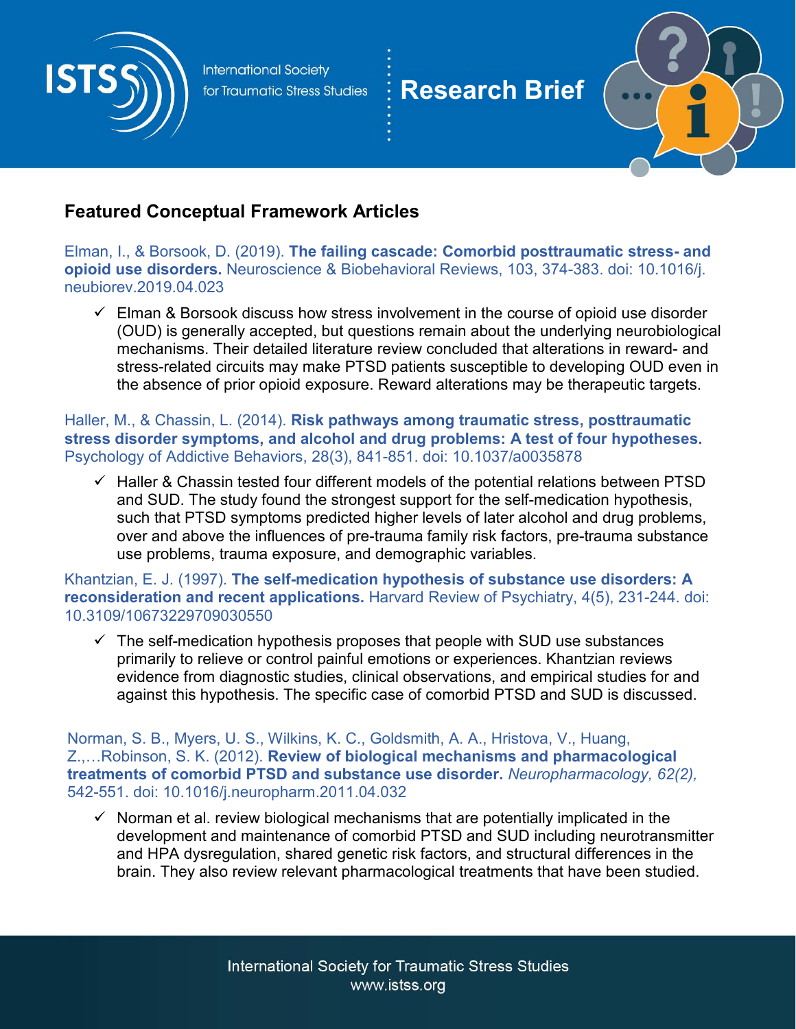## Featured Conceptual Framework Articles

Elman, I., & Borsook, D. (2019). **The failing cascade: Comorbid posttraumatic stress- and opioid use disorders.** Neuroscience & Biobehavioral Reviews, 103, 374-383. doi: 10.1016/j.neubiorev.2019.04.023

- ✓ Elman & Borsook discuss how stress involvement in the course of opioid use disorder (OUD) is generally accepted, but questions remain about the underlying neurobiological mechanisms. Their detailed literature review concluded that alterations in reward- and stress-related circuits may make PTSD patients susceptible to developing OUD even in the absence of prior opioid exposure. Reward alterations may be therapeutic targets.

Haller, M., & Chassin, L. (2014). **Risk pathways among traumatic stress, posttraumatic stress disorder symptoms, and alcohol and drug problems: A test of four hypotheses.** Psychology of Addictive Behaviors, 28(3), 841-851. doi: 10.1037/a0035878

- ✓ Haller & Chassin tested four different models of the potential relations between PTSD and SUD. The study found the strongest support for the self-medication hypothesis, such that PTSD symptoms predicted higher levels of later alcohol and drug problems, over and above the influences of pre-trauma family risk factors, pre-trauma substance use problems, trauma exposure, and demographic variables.

Khantzian, E. J. (1997). **The self-medication hypothesis of substance use disorders: A reconsideration and recent applications.** Harvard Review of Psychiatry, 4(5), 231-244. doi: 10.3109/10673229709030550

- ✓ The self-medication hypothesis proposes that people with SUD use substances primarily to relieve or control painful emotions or experiences. Khantzian reviews evidence from diagnostic studies, clinical observations, and empirical studies for and against this hypothesis. The specific case of comorbid PTSD and SUD is discussed.

Norman, S. B., Myers, U. S., Wilkins, K. C., Goldsmith, A. A., Hristova, V., Huang, Z.,…Robinson, S. K. (2012). **Review of biological mechanisms and pharmacological treatments of comorbid PTSD and substance use disorder.** *Neuropharmacology, 62(2),* 542-551. doi: 10.1016/j.neuropharm.2011.04.032

- ✓ Norman et al. review biological mechanisms that are potentially implicated in the development and maintenance of comorbid PTSD and SUD including neurotransmitter and HPA dysregulation, shared genetic risk factors, and structural differences in the brain. They also review relevant pharmacological treatments that have been studied.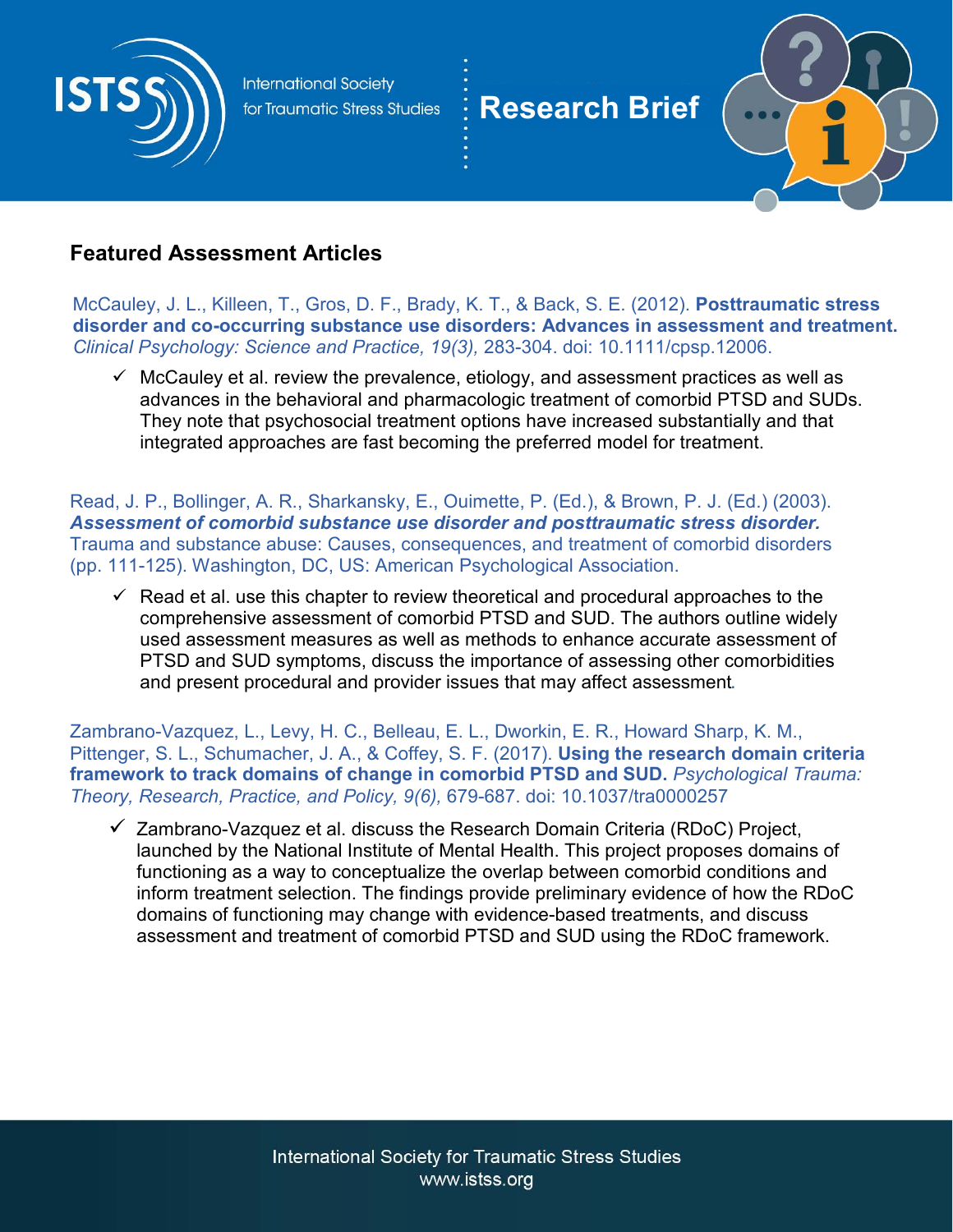## Featured Assessment Articles

McCauley, J. L., Killeen, T., Gros, D. F., Brady, K. T., & Back, S. E. (2012). **Posttraumatic stress disorder and co-occurring substance use disorders: Advances in assessment and treatment.** *Clinical Psychology: Science and Practice, 19(3),* 283-304. doi: 10.1111/cpsp.12006.

- ✓ McCauley et al. review the prevalence, etiology, and assessment practices as well as advances in the behavioral and pharmacologic treatment of comorbid PTSD and SUDs. They note that psychosocial treatment options have increased substantially and that integrated approaches are fast becoming the preferred model for treatment.

Read, J. P., Bollinger, A. R., Sharkansky, E., Ouimette, P. (Ed.), & Brown, P. J. (Ed.) (2003). ***Assessment of comorbid substance use disorder and posttraumatic stress disorder.*** Trauma and substance abuse: Causes, consequences, and treatment of comorbid disorders (pp. 111-125). Washington, DC, US: American Psychological Association.

- ✓ Read et al. use this chapter to review theoretical and procedural approaches to the comprehensive assessment of comorbid PTSD and SUD. The authors outline widely used assessment measures as well as methods to enhance accurate assessment of PTSD and SUD symptoms, discuss the importance of assessing other comorbidities and present procedural and provider issues that may affect assessment.

Zambrano-Vazquez, L., Levy, H. C., Belleau, E. L., Dworkin, E. R., Howard Sharp, K. M., Pittenger, S. L., Schumacher, J. A., & Coffey, S. F. (2017). **Using the research domain criteria framework to track domains of change in comorbid PTSD and SUD.** *Psychological Trauma: Theory, Research, Practice, and Policy, 9(6),* 679-687. doi: 10.1037/tra0000257

- ✓ Zambrano-Vazquez et al. discuss the Research Domain Criteria (RDoC) Project, launched by the National Institute of Mental Health. This project proposes domains of functioning as a way to conceptualize the overlap between comorbid conditions and inform treatment selection. The findings provide preliminary evidence of how the RDoC domains of functioning may change with evidence-based treatments, and discuss assessment and treatment of comorbid PTSD and SUD using the RDoC framework.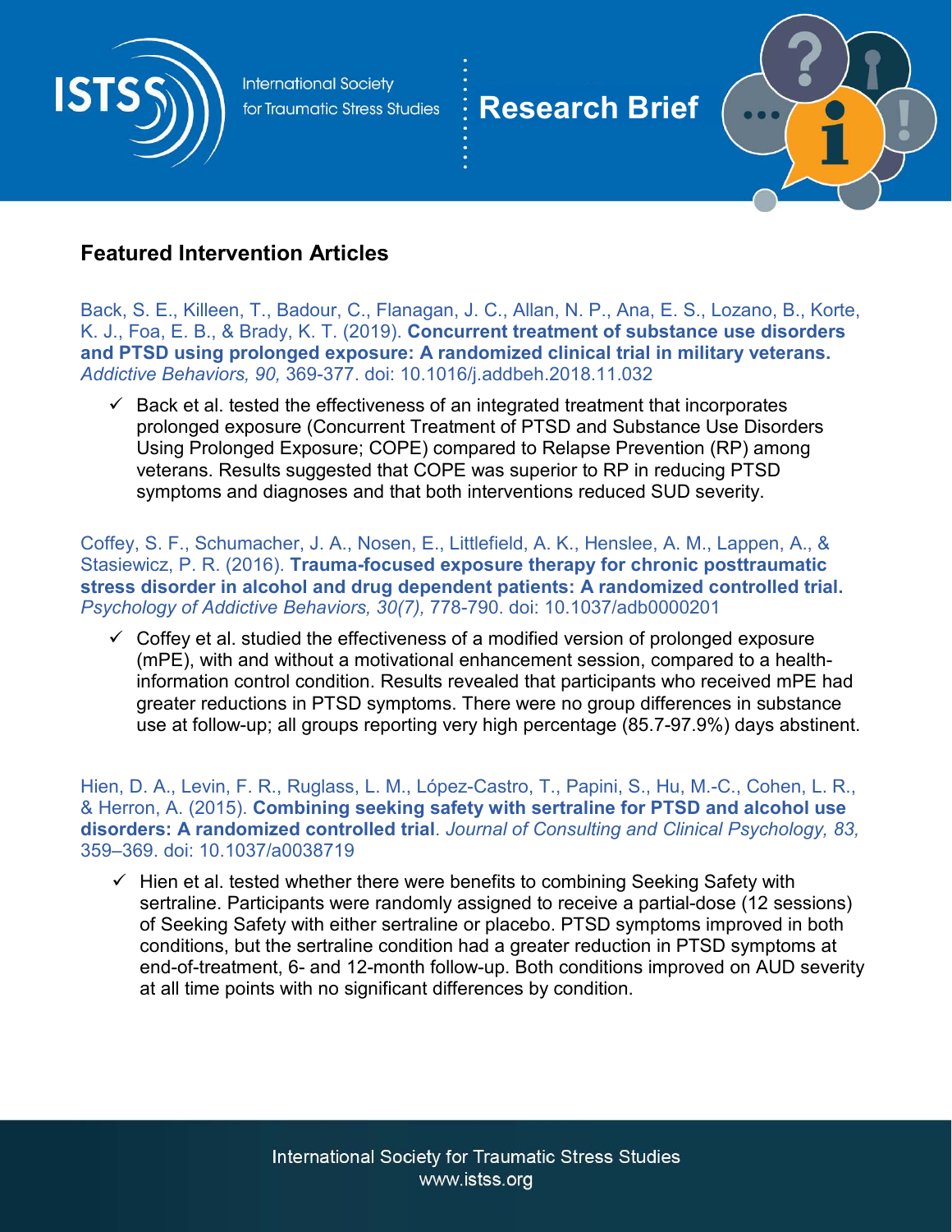## Featured Intervention Articles

Back, S. E., Killeen, T., Badour, C., Flanagan, J. C., Allan, N. P., Ana, E. S., Lozano, B., Korte, K. J., Foa, E. B., & Brady, K. T. (2019). **Concurrent treatment of substance use disorders and PTSD using prolonged exposure: A randomized clinical trial in military veterans.** *Addictive Behaviors, 90,* 369-377. doi: 10.1016/j.addbeh.2018.11.032

- ✓ Back et al. tested the effectiveness of an integrated treatment that incorporates prolonged exposure (Concurrent Treatment of PTSD and Substance Use Disorders Using Prolonged Exposure; COPE) compared to Relapse Prevention (RP) among veterans. Results suggested that COPE was superior to RP in reducing PTSD symptoms and diagnoses and that both interventions reduced SUD severity.

Coffey, S. F., Schumacher, J. A., Nosen, E., Littlefield, A. K., Henslee, A. M., Lappen, A., & Stasiewicz, P. R. (2016). **Trauma-focused exposure therapy for chronic posttraumatic stress disorder in alcohol and drug dependent patients: A randomized controlled trial.** *Psychology of Addictive Behaviors, 30(7),* 778-790. doi: 10.1037/adb0000201

- ✓ Coffey et al. studied the effectiveness of a modified version of prolonged exposure (mPE), with and without a motivational enhancement session, compared to a health-information control condition. Results revealed that participants who received mPE had greater reductions in PTSD symptoms. There were no group differences in substance use at follow-up; all groups reporting very high percentage (85.7-97.9%) days abstinent.

Hien, D. A., Levin, F. R., Ruglass, L. M., López-Castro, T., Papini, S., Hu, M.-C., Cohen, L. R., & Herron, A. (2015). **Combining seeking safety with sertraline for PTSD and alcohol use disorders: A randomized controlled trial**. *Journal of Consulting and Clinical Psychology, 83,* 359–369. doi: 10.1037/a0038719

- ✓ Hien et al. tested whether there were benefits to combining Seeking Safety with sertraline. Participants were randomly assigned to receive a partial-dose (12 sessions) of Seeking Safety with either sertraline or placebo. PTSD symptoms improved in both conditions, but the sertraline condition had a greater reduction in PTSD symptoms at end-of-treatment, 6- and 12-month follow-up. Both conditions improved on AUD severity at all time points with no significant differences by condition.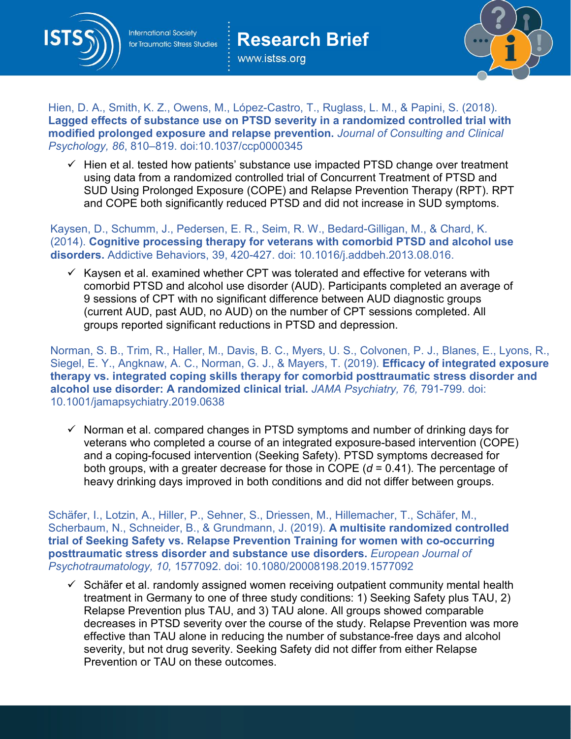Hien, D. A., Smith, K. Z., Owens, M., López-Castro, T., Ruglass, L. M., & Papini, S. (2018). **Lagged effects of substance use on PTSD severity in a randomized controlled trial with modified prolonged exposure and relapse prevention.** *Journal of Consulting and Clinical Psychology, 86*, 810–819. doi:10.1037/ccp0000345

- ✓ Hien et al. tested how patients' substance use impacted PTSD change over treatment using data from a randomized controlled trial of Concurrent Treatment of PTSD and SUD Using Prolonged Exposure (COPE) and Relapse Prevention Therapy (RPT). RPT and COPE both significantly reduced PTSD and did not increase in SUD symptoms.

Kaysen, D., Schumm, J., Pedersen, E. R., Seim, R. W., Bedard-Gilligan, M., & Chard, K. (2014). **Cognitive processing therapy for veterans with comorbid PTSD and alcohol use disorders.** Addictive Behaviors, 39, 420-427. doi: 10.1016/j.addbeh.2013.08.016.

- ✓ Kaysen et al. examined whether CPT was tolerated and effective for veterans with comorbid PTSD and alcohol use disorder (AUD). Participants completed an average of 9 sessions of CPT with no significant difference between AUD diagnostic groups (current AUD, past AUD, no AUD) on the number of CPT sessions completed. All groups reported significant reductions in PTSD and depression.

Norman, S. B., Trim, R., Haller, M., Davis, B. C., Myers, U. S., Colvonen, P. J., Blanes, E., Lyons, R., Siegel, E. Y., Angknaw, A. C., Norman, G. J., & Mayers, T. (2019). **Efficacy of integrated exposure therapy vs. integrated coping skills therapy for comorbid posttraumatic stress disorder and alcohol use disorder: A randomized clinical trial.** *JAMA Psychiatry, 76,* 791-799. doi: 10.1001/jamapsychiatry.2019.0638

- ✓ Norman et al. compared changes in PTSD symptoms and number of drinking days for veterans who completed a course of an integrated exposure-based intervention (COPE) and a coping-focused intervention (Seeking Safety). PTSD symptoms decreased for both groups, with a greater decrease for those in COPE ($d$ = 0.41). The percentage of heavy drinking days improved in both conditions and did not differ between groups.

Schäfer, I., Lotzin, A., Hiller, P., Sehner, S., Driessen, M., Hillemacher, T., Schäfer, M., Scherbaum, N., Schneider, B., & Grundmann, J. (2019). **A multisite randomized controlled trial of Seeking Safety vs. Relapse Prevention Training for women with co-occurring posttraumatic stress disorder and substance use disorders.** *European Journal of Psychotraumatology, 10,* 1577092. doi: 10.1080/20008198.2019.1577092

- ✓ Schäfer et al. randomly assigned women receiving outpatient community mental health treatment in Germany to one of three study conditions: 1) Seeking Safety plus TAU, 2) Relapse Prevention plus TAU, and 3) TAU alone. All groups showed comparable decreases in PTSD severity over the course of the study. Relapse Prevention was more effective than TAU alone in reducing the number of substance-free days and alcohol severity, but not drug severity. Seeking Safety did not differ from either Relapse Prevention or TAU on these outcomes.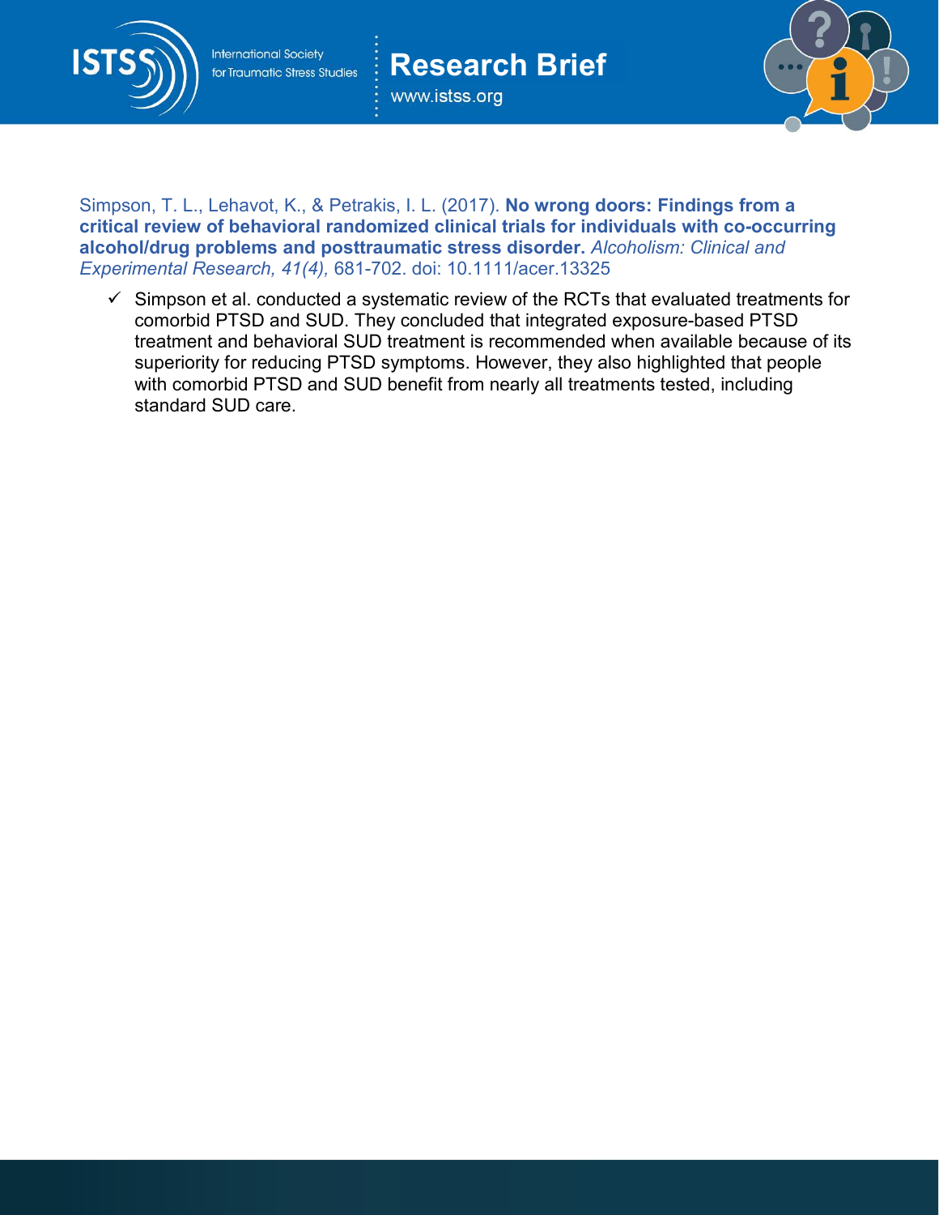Simpson, T. L., Lehavot, K., & Petrakis, I. L. (2017). **No wrong doors: Findings from a critical review of behavioral randomized clinical trials for individuals with co-occurring alcohol/drug problems and posttraumatic stress disorder.** *Alcoholism: Clinical and Experimental Research, 41(4),* 681-702. doi: 10.1111/acer.13325

- ✓ Simpson et al. conducted a systematic review of the RCTs that evaluated treatments for comorbid PTSD and SUD. They concluded that integrated exposure-based PTSD treatment and behavioral SUD treatment is recommended when available because of its superiority for reducing PTSD symptoms. However, they also highlighted that people with comorbid PTSD and SUD benefit from nearly all treatments tested, including standard SUD care.